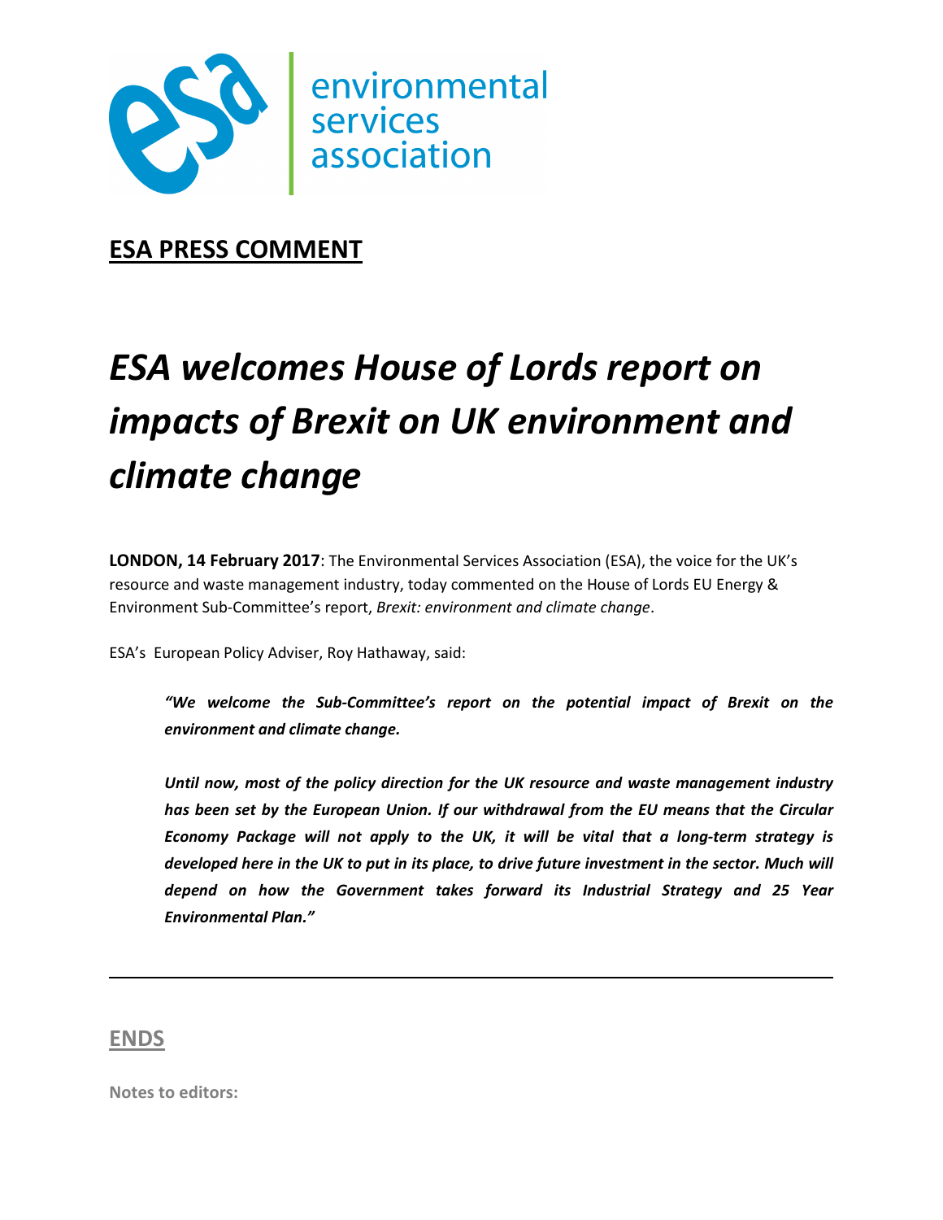environmental services association

## ESA PRESS COMMENT

# *ESA welcomes House of Lords report on impacts of Brexit on UK environment and climate change*

**LONDON, 14 February 2017**: The Environmental Services Association (ESA), the voice for the UK's resource and waste management industry, today commented on the House of Lords EU Energy & Environment Sub-Committee's report, *Brexit: environment and climate change*.

ESA's European Policy Adviser, Roy Hathaway, said:

> ***"We welcome the Sub-Committee's report on the potential impact of Brexit on the environment and climate change.***
>
> ***Until now, most of the policy direction for the UK resource and waste management industry has been set by the European Union. If our withdrawal from the EU means that the Circular Economy Package will not apply to the UK, it will be vital that a long-term strategy is developed here in the UK to put in its place, to drive future investment in the sector. Much will depend on how the Government takes forward its Industrial Strategy and 25 Year Environmental Plan."***

---

**ENDS**

**Notes to editors:**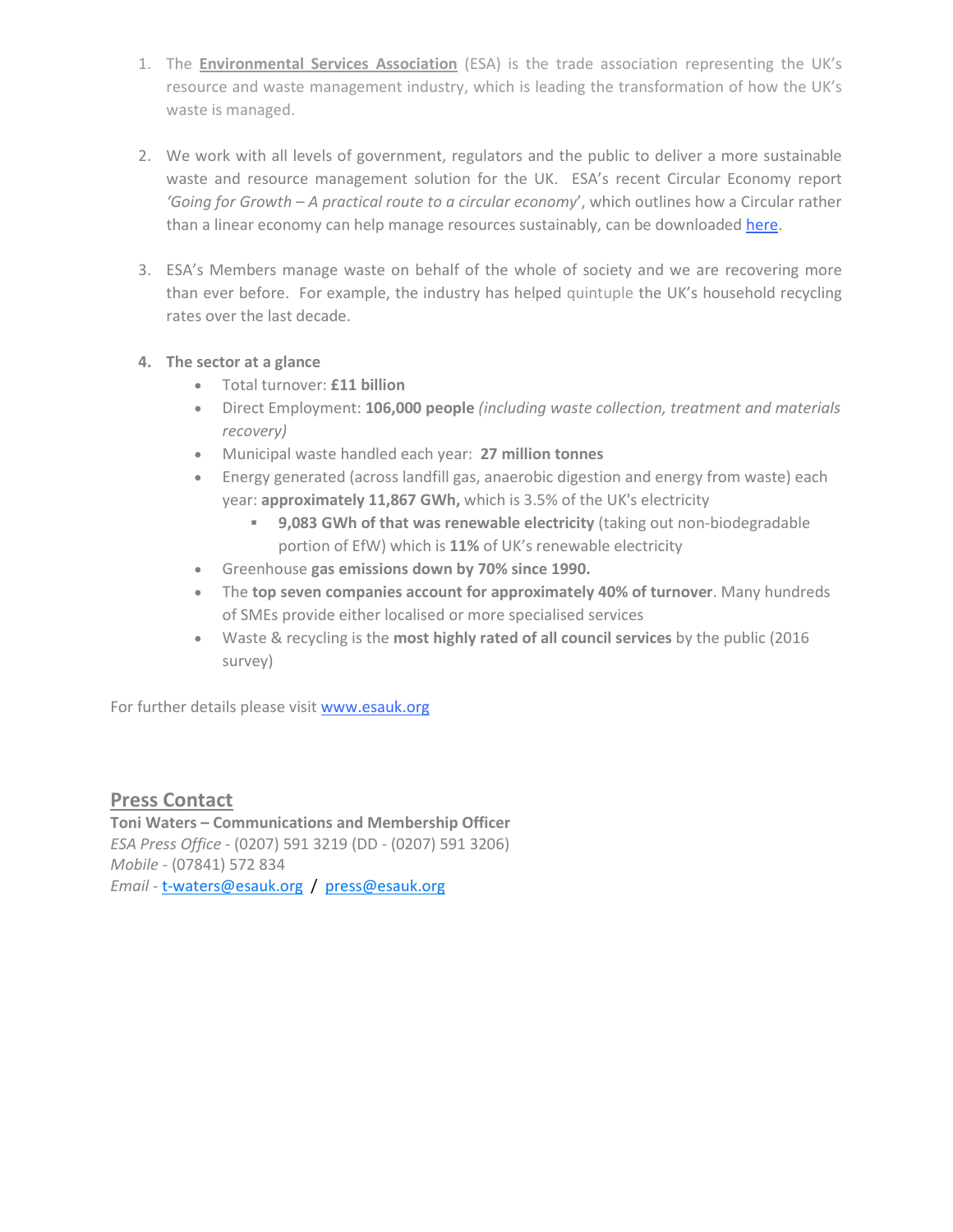1. The **Environmental Services Association** (ESA) is the trade association representing the UK's resource and waste management industry, which is leading the transformation of how the UK's waste is managed.

2. We work with all levels of government, regulators and the public to deliver a more sustainable waste and resource management solution for the UK. ESA's recent Circular Economy report *'Going for Growth – A practical route to a circular economy*', which outlines how a Circular rather than a linear economy can help manage resources sustainably, can be downloaded here.

3. ESA's Members manage waste on behalf of the whole of society and we are recovering more than ever before. For example, the industry has helped quintuple the UK's household recycling rates over the last decade.

4. **The sector at a glance**
   - Total turnover: **£11 billion**
   - Direct Employment: **106,000 people** *(including waste collection, treatment and materials recovery)*
   - Municipal waste handled each year: **27 million tonnes**
   - Energy generated (across landfill gas, anaerobic digestion and energy from waste) each year: **approximately 11,867 GWh,** which is 3.5% of the UK's electricity
     - **9,083 GWh of that was renewable electricity** (taking out non-biodegradable portion of EfW) which is **11%** of UK's renewable electricity
   - Greenhouse **gas emissions down by 70% since 1990.**
   - The **top seven companies account for approximately 40% of turnover**. Many hundreds of SMEs provide either localised or more specialised services
   - Waste & recycling is the **most highly rated of all council services** by the public (2016 survey)

For further details please visit www.esauk.org

## Press Contact

**Toni Waters – Communications and Membership Officer**
*ESA Press Office* - (0207) 591 3219 (DD - (0207) 591 3206)
*Mobile* - (07841) 572 834
*Email* - t-waters@esauk.org / press@esauk.org